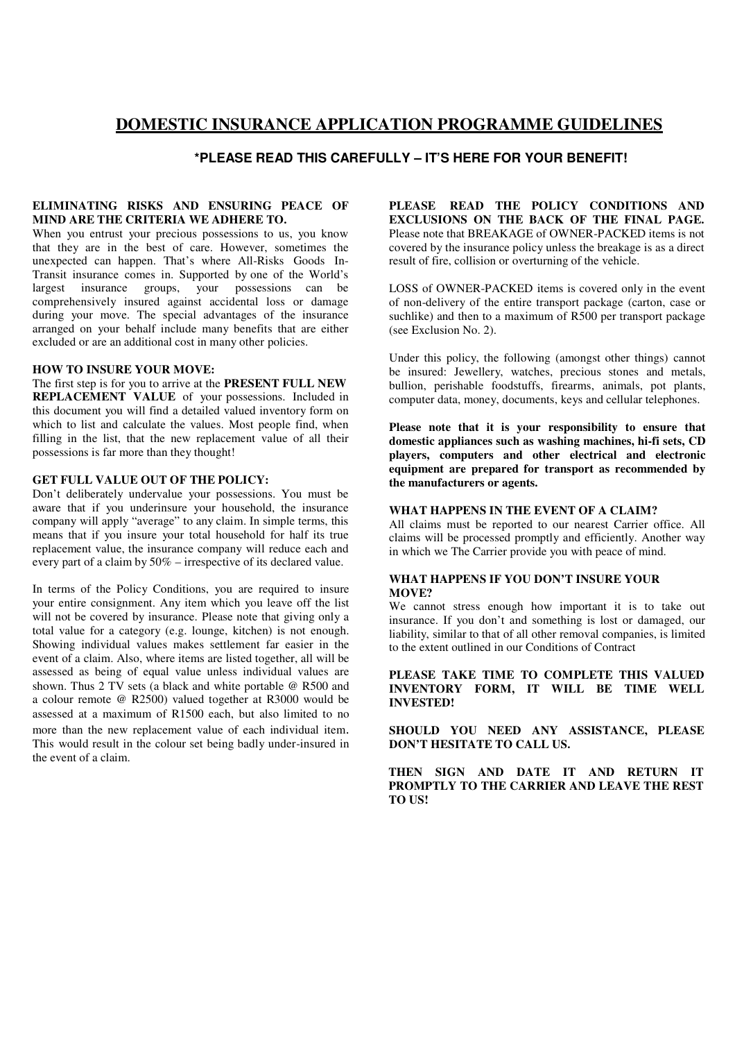# DOMESTIC INSURANCE APPLICATION PROGRAMME GUIDELINES

### *PLEASE READ THIS CAREFULLY – IT'S HERE FOR YOUR BENEFIT!

**ELIMINATING RISKS AND ENSURING PEACE OF MIND ARE THE CRITERIA WE ADHERE TO.**

When you entrust your precious possessions to us, you know that they are in the best of care. However, sometimes the unexpected can happen. That's where All-Risks Goods In-Transit insurance comes in. Supported by one of the World's largest insurance groups, your possessions can be comprehensively insured against accidental loss or damage during your move. The special advantages of the insurance arranged on your behalf include many benefits that are either excluded or are an additional cost in many other policies.

**HOW TO INSURE YOUR MOVE:**

The first step is for you to arrive at the **PRESENT FULL NEW REPLACEMENT VALUE** of your possessions. Included in this document you will find a detailed valued inventory form on which to list and calculate the values. Most people find, when filling in the list, that the new replacement value of all their possessions is far more than they thought!

**GET FULL VALUE OUT OF THE POLICY:**

Don't deliberately undervalue your possessions. You must be aware that if you underinsure your household, the insurance company will apply "average" to any claim. In simple terms, this means that if you insure your total household for half its true replacement value, the insurance company will reduce each and every part of a claim by 50% – irrespective of its declared value.

In terms of the Policy Conditions, you are required to insure your entire consignment. Any item which you leave off the list will not be covered by insurance. Please note that giving only a total value for a category (e.g. lounge, kitchen) is not enough. Showing individual values makes settlement far easier in the event of a claim. Also, where items are listed together, all will be assessed as being of equal value unless individual values are shown. Thus 2 TV sets (a black and white portable @ R500 and a colour remote @ R2500) valued together at R3000 would be assessed at a maximum of R1500 each, but also limited to no more than the new replacement value of each individual item. This would result in the colour set being badly under-insured in the event of a claim.

**PLEASE READ THE POLICY CONDITIONS AND EXCLUSIONS ON THE BACK OF THE FINAL PAGE.**
Please note that BREAKAGE of OWNER-PACKED items is not covered by the insurance policy unless the breakage is as a direct result of fire, collision or overturning of the vehicle.

LOSS of OWNER-PACKED items is covered only in the event of non-delivery of the entire transport package (carton, case or suchlike) and then to a maximum of R500 per transport package (see Exclusion No. 2).

Under this policy, the following (amongst other things) cannot be insured: Jewellery, watches, precious stones and metals, bullion, perishable foodstuffs, firearms, animals, pot plants, computer data, money, documents, keys and cellular telephones.

**Please note that it is your responsibility to ensure that domestic appliances such as washing machines, hi-fi sets, CD players, computers and other electrical and electronic equipment are prepared for transport as recommended by the manufacturers or agents.**

**WHAT HAPPENS IN THE EVENT OF A CLAIM?**

All claims must be reported to our nearest Carrier office. All claims will be processed promptly and efficiently. Another way in which we The Carrier provide you with peace of mind.

**WHAT HAPPENS IF YOU DON'T INSURE YOUR MOVE?**

We cannot stress enough how important it is to take out insurance. If you don't and something is lost or damaged, our liability, similar to that of all other removal companies, is limited to the extent outlined in our Conditions of Contract

**PLEASE TAKE TIME TO COMPLETE THIS VALUED INVENTORY FORM, IT WILL BE TIME WELL INVESTED!**

**SHOULD YOU NEED ANY ASSISTANCE, PLEASE DON'T HESITATE TO CALL US.**

**THEN SIGN AND DATE IT AND RETURN IT PROMPTLY TO THE CARRIER AND LEAVE THE REST TO US!**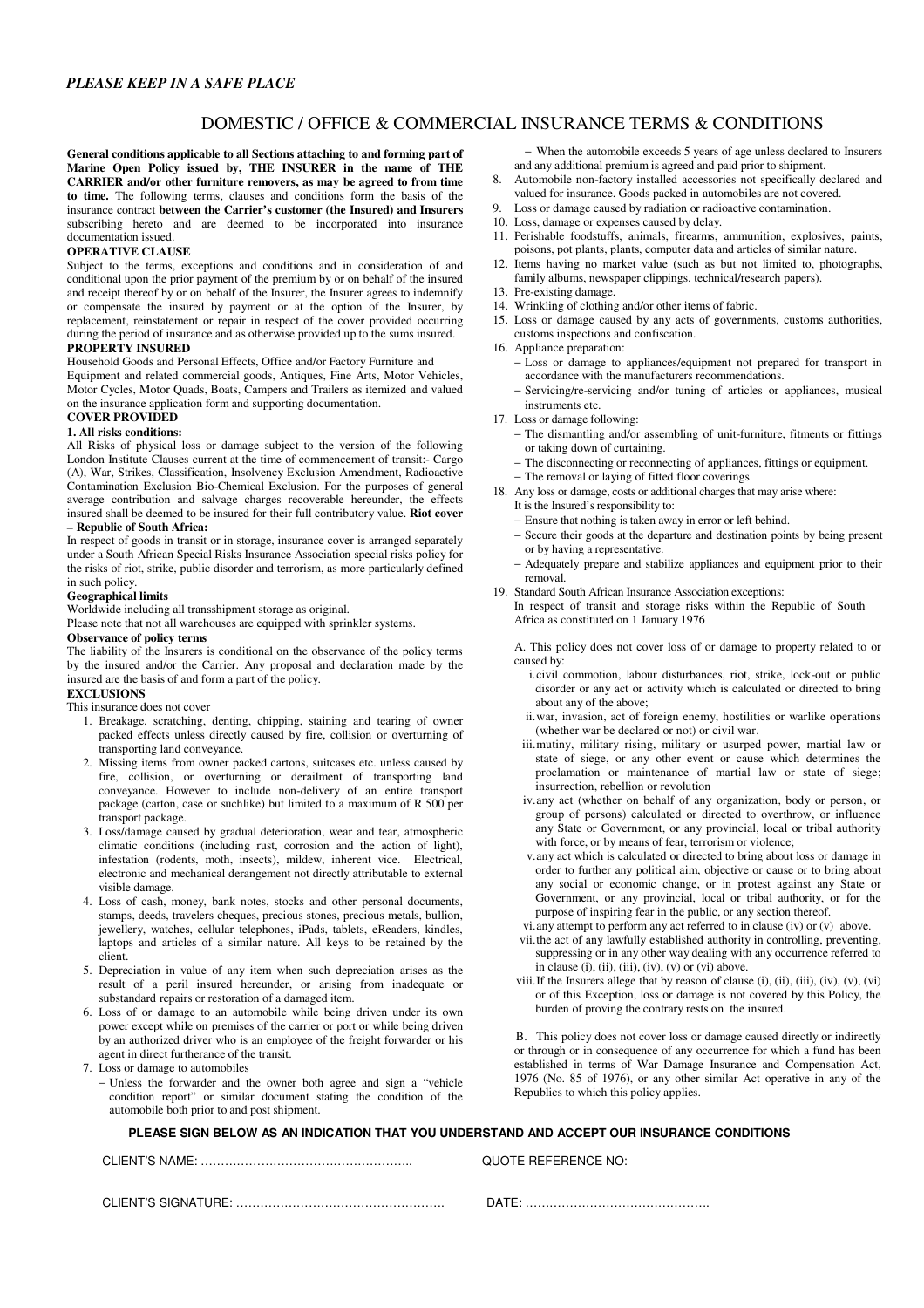*PLEASE KEEP IN A SAFE PLACE*

# DOMESTIC / OFFICE & COMMERCIAL INSURANCE TERMS & CONDITIONS

**General conditions applicable to all Sections attaching to and forming part of Marine Open Policy issued by, THE INSURER in the name of THE CARRIER and/or other furniture removers, as may be agreed to from time to time.** The following terms, clauses and conditions form the basis of the insurance contract **between the Carrier's customer (the Insured) and Insurers** subscribing hereto and are deemed to be incorporated into insurance documentation issued.

**OPERATIVE CLAUSE**

Subject to the terms, exceptions and conditions and in consideration of and conditional upon the prior payment of the premium by or on behalf of the insured and receipt thereof by or on behalf of the Insurer, the Insurer agrees to indemnify or compensate the insured by payment or at the option of the Insurer, by replacement, reinstatement or repair in respect of the cover provided occurring during the period of insurance and as otherwise provided up to the sums insured.

**PROPERTY INSURED**

Household Goods and Personal Effects, Office and/or Factory Furniture and Equipment and related commercial goods, Antiques, Fine Arts, Motor Vehicles, Motor Cycles, Motor Quads, Boats, Campers and Trailers as itemized and valued on the insurance application form and supporting documentation.

**COVER PROVIDED**

**1. All risks conditions:**

All Risks of physical loss or damage subject to the version of the following London Institute Clauses current at the time of commencement of transit:- Cargo (A), War, Strikes, Classification, Insolvency Exclusion Amendment, Radioactive Contamination Exclusion Bio-Chemical Exclusion. For the purposes of general average contribution and salvage charges recoverable hereunder, the effects insured shall be deemed to be insured for their full contributory value. **Riot cover – Republic of South Africa:**

In respect of goods in transit or in storage, insurance cover is arranged separately under a South African Special Risks Insurance Association special risks policy for the risks of riot, strike, public disorder and terrorism, as more particularly defined in such policy.

**Geographical limits**

Worldwide including all transshipment storage as original.

Please note that not all warehouses are equipped with sprinkler systems.

**Observance of policy terms**

The liability of the Insurers is conditional on the observance of the policy terms by the insured and/or the Carrier. Any proposal and declaration made by the insured are the basis of and form a part of the policy.

**EXCLUSIONS**

This insurance does not cover

1. Breakage, scratching, denting, chipping, staining and tearing of owner packed effects unless directly caused by fire, collision or overturning of transporting land conveyance.
2. Missing items from owner packed cartons, suitcases etc. unless caused by fire, collision, or overturning or derailment of transporting land conveyance. However to include non-delivery of an entire transport package (carton, case or suchlike) but limited to a maximum of R 500 per transport package.
3. Loss/damage caused by gradual deterioration, wear and tear, atmospheric climatic conditions (including rust, corrosion and the action of light), infestation (rodents, moth, insects), mildew, inherent vice. Electrical, electronic and mechanical derangement not directly attributable to external visible damage.
4. Loss of cash, money, bank notes, stocks and other personal documents, stamps, deeds, travelers cheques, precious stones, precious metals, bullion, jewellery, watches, cellular telephones, iPads, tablets, eReaders, kindles, laptops and articles of a similar nature. All keys to be retained by the client.
5. Depreciation in value of any item when such depreciation arises as the result of a peril insured hereunder, or arising from inadequate or substandard repairs or restoration of a damaged item.
6. Loss of or damage to an automobile while being driven under its own power except while on premises of the carrier or port or while being driven by an authorized driver who is an employee of the freight forwarder or his agent in direct furtherance of the transit.
7. Loss or damage to automobiles
   - Unless the forwarder and the owner both agree and sign a "vehicle condition report" or similar document stating the condition of the automobile both prior to and post shipment.
   - When the automobile exceeds 5 years of age unless declared to Insurers and any additional premium is agreed and paid prior to shipment.
8. Automobile non-factory installed accessories not specifically declared and valued for insurance. Goods packed in automobiles are not covered.
9. Loss or damage caused by radiation or radioactive contamination.
10. Loss, damage or expenses caused by delay.
11. Perishable foodstuffs, animals, firearms, ammunition, explosives, paints, poisons, pot plants, plants, computer data and articles of similar nature.
12. Items having no market value (such as but not limited to, photographs, family albums, newspaper clippings, technical/research papers).
13. Pre-existing damage.
14. Wrinkling of clothing and/or other items of fabric.
15. Loss or damage caused by any acts of governments, customs authorities, customs inspections and confiscation.
16. Appliance preparation:
    - Loss or damage to appliances/equipment not prepared for transport in accordance with the manufacturers recommendations.
    - Servicing/re-servicing and/or tuning of articles or appliances, musical instruments etc.
17. Loss or damage following:
    - The dismantling and/or assembling of unit-furniture, fitments or fittings or taking down of curtaining.
    - The disconnecting or reconnecting of appliances, fittings or equipment.
    - The removal or laying of fitted floor coverings
18. Any loss or damage, costs or additional charges that may arise where:
    It is the Insured's responsibility to:
    - Ensure that nothing is taken away in error or left behind.
    - Secure their goods at the departure and destination points by being present or by having a representative.
    - Adequately prepare and stabilize appliances and equipment prior to their removal.
19. Standard South African Insurance Association exceptions:
    In respect of transit and storage risks within the Republic of South Africa as constituted on 1 January 1976

    A. This policy does not cover loss of or damage to property related to or caused by:

    i. civil commotion, labour disturbances, riot, strike, lock-out or public disorder or any act or activity which is calculated or directed to bring about any of the above;
    ii. war, invasion, act of foreign enemy, hostilities or warlike operations (whether war be declared or not) or civil war.
    iii. mutiny, military rising, military or usurped power, martial law or state of siege, or any other event or cause which determines the proclamation or maintenance of martial law or state of siege; insurrection, rebellion or revolution
    iv. any act (whether on behalf of any organization, body or person, or group of persons) calculated or directed to overthrow, or influence any State or Government, or any provincial, local or tribal authority with force, or by means of fear, terrorism or violence;
    v. any act which is calculated or directed to bring about loss or damage in order to further any political aim, objective or cause or to bring about any social or economic change, or in protest against any State or Government, or any provincial, local or tribal authority, or for the purpose of inspiring fear in the public, or any section thereof.
    vi. any attempt to perform any act referred to in clause (iv) or (v) above.
    vii. the act of any lawfully established authority in controlling, preventing, suppressing or in any other way dealing with any occurrence referred to in clause (i), (ii), (iii), (iv), (v) or (vi) above.
    viii. If the Insurers allege that by reason of clause (i), (ii), (iii), (iv), (v), (vi) or of this Exception, loss or damage is not covered by this Policy, the burden of proving the contrary rests on the insured.

    B. This policy does not cover loss or damage caused directly or indirectly or through or in consequence of any occurrence for which a fund has been established in terms of War Damage Insurance and Compensation Act, 1976 (No. 85 of 1976), or any other similar Act operative in any of the Republics to which this policy applies.

**PLEASE SIGN BELOW AS AN INDICATION THAT YOU UNDERSTAND AND ACCEPT OUR INSURANCE CONDITIONS**

CLIENT'S NAME: ……………………………………………..     QUOTE REFERENCE NO:

CLIENT'S SIGNATURE: …………………………………………….     DATE: ……………………………………….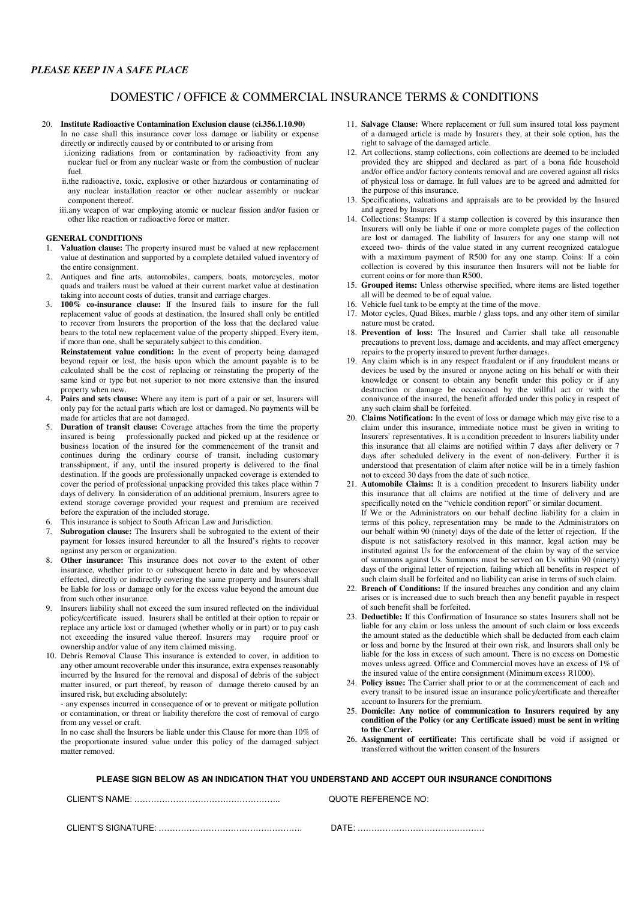*PLEASE KEEP IN A SAFE PLACE*

# DOMESTIC / OFFICE & COMMERCIAL INSURANCE TERMS & CONDITIONS

20. **Institute Radioactive Contamination Exclusion clause (ci.356.1.10.90)**
    In no case shall this insurance cover loss damage or liability or expense directly or indirectly caused by or contributed to or arising from
    i. ionizing radiations from or contamination by radioactivity from any nuclear fuel or from any nuclear waste or from the combustion of nuclear fuel.
    ii. the radioactive, toxic, explosive or other hazardous or contaminating of any nuclear installation reactor or other nuclear assembly or nuclear component thereof.
    iii. any weapon of war employing atomic or nuclear fission and/or fusion or other like reaction or radioactive force or matter.

**GENERAL CONDITIONS**

1. **Valuation clause:** The property insured must be valued at new replacement value at destination and supported by a complete detailed valued inventory of the entire consignment.
2. Antiques and fine arts, automobiles, campers, boats, motorcycles, motor quads and trailers must be valued at their current market value at destination taking into account costs of duties, transit and carriage charges.
3. **100% co-insurance clause:** If the Insured fails to insure for the full replacement value of goods at destination, the Insured shall only be entitled to recover from Insurers the proportion of the loss that the declared value bears to the total new replacement value of the property shipped. Every item, if more than one, shall be separately subject to this condition.
   **Reinstatement value condition:** In the event of property being damaged beyond repair or lost, the basis upon which the amount payable is to be calculated shall be the cost of replacing or reinstating the property of the same kind or type but not superior to nor more extensive than the insured property when new.
4. **Pairs and sets clause:** Where any item is part of a pair or set, Insurers will only pay for the actual parts which are lost or damaged. No payments will be made for articles that are not damaged.
5. **Duration of transit clause:** Coverage attaches from the time the property insured is being professionally packed and picked up at the residence or business location of the insured for the commencement of the transit and continues during the ordinary course of transit, including customary transshipment, if any, until the insured property is delivered to the final destination. If the goods are professionally unpacked coverage is extended to cover the period of professional unpacking provided this takes place within 7 days of delivery. In consideration of an additional premium, Insurers agree to extend storage coverage provided your request and premium are received before the expiration of the included storage.
6. This insurance is subject to South African Law and Jurisdiction.
7. **Subrogation clause:** The Insurers shall be subrogated to the extent of their payment for losses insured hereunder to all the Insured's rights to recover against any person or organization.
8. **Other insurance:** This insurance does not cover to the extent of other insurance, whether prior to or subsequent hereto in date and by whosoever effected, directly or indirectly covering the same property and Insurers shall be liable for loss or damage only for the excess value beyond the amount due from such other insurance.
9. Insurers liability shall not exceed the sum insured reflected on the individual policy/certificate issued. Insurers shall be entitled at their option to repair or replace any article lost or damaged (whether wholly or in part) or to pay cash not exceeding the insured value thereof. Insurers may require proof or ownership and/or value of any item claimed missing.
10. Debris Removal Clause This insurance is extended to cover, in addition to any other amount recoverable under this insurance, extra expenses reasonably incurred by the Insured for the removal and disposal of debris of the subject matter insured, or part thereof, by reason of damage thereto caused by an insured risk, but excluding absolutely:
    - any expenses incurred in consequence of or to prevent or mitigate pollution or contamination, or threat or liability therefore the cost of removal of cargo from any vessel or craft.

    In no case shall the Insurers be liable under this Clause for more than 10% of the proportionate insured value under this policy of the damaged subject matter removed.
11. **Salvage Clause:** Where replacement or full sum insured total loss payment of a damaged article is made by Insurers they, at their sole option, has the right to salvage of the damaged article.
12. Art collections, stamp collections, coin collections are deemed to be included provided they are shipped and declared as part of a bona fide household and/or office and/or factory contents removal and are covered against all risks of physical loss or damage. In full values are to be agreed and admitted for the purpose of this insurance.
13. Specifications, valuations and appraisals are to be provided by the Insured and agreed by Insurers
14. Collections: Stamps: If a stamp collection is covered by this insurance then Insurers will only be liable if one or more complete pages of the collection are lost or damaged. The liability of Insurers for any one stamp will not exceed two- thirds of the value stated in any current recognized catalogue with a maximum payment of R500 for any one stamp. Coins: If a coin collection is covered by this insurance then Insurers will not be liable for current coins or for more than R500.
15. **Grouped items:** Unless otherwise specified, where items are listed together all will be deemed to be of equal value.
16. Vehicle fuel tank to be empty at the time of the move.
17. Motor cycles, Quad Bikes, marble / glass tops, and any other item of similar nature must be crated.
18. **Prevention of loss:** The Insured and Carrier shall take all reasonable precautions to prevent loss, damage and accidents, and may affect emergency repairs to the property insured to prevent further damages.
19. Any claim which is in any respect fraudulent or if any fraudulent means or devices be used by the insured or anyone acting on his behalf or with their knowledge or consent to obtain any benefit under this policy or if any destruction or damage be occasioned by the willful act or with the connivance of the insured, the benefit afforded under this policy in respect of any such claim shall be forfeited.
20. **Claims Notification:** In the event of loss or damage which may give rise to a claim under this insurance, immediate notice must be given in writing to Insurers' representatives. It is a condition precedent to Insurers liability under this insurance that all claims are notified within 7 days after delivery or 7 days after scheduled delivery in the event of non-delivery. Further it is understood that presentation of claim after notice will be in a timely fashion not to exceed 30 days from the date of such notice.
21. **Automobile Claims:** It is a condition precedent to Insurers liability under this insurance that all claims are notified at the time of delivery and are specifically noted on the "vehicle condition report" or similar document.
    If We or the Administrators on our behalf decline liability for a claim in terms of this policy, representation may be made to the Administrators on our behalf within 90 (ninety) days of the date of the letter of rejection. If the dispute is not satisfactory resolved in this manner, legal action may be instituted against Us for the enforcement of the claim by way of the service of summons against Us. Summons must be served on Us within 90 (ninety) days of the original letter of rejection, failing which all benefits in respect of such claim shall be forfeited and no liability can arise in terms of such claim.
22. **Breach of Conditions:** If the insured breaches any condition and any claim arises or is increased due to such breach then any benefit payable in respect of such benefit shall be forfeited.
23. **Deductible:** If this Confirmation of Insurance so states Insurers shall not be liable for any claim or loss unless the amount of such claim or loss exceeds the amount stated as the deductible which shall be deducted from each claim or loss and borne by the Insured at their own risk, and Insurers shall only be liable for the loss in excess of such amount. There is no excess on Domestic moves unless agreed. Office and Commercial moves have an excess of 1% of the insured value of the entire consignment (Minimum excess R1000).
24. **Policy issue:** The Carrier shall prior to or at the commencement of each and every transit to be insured issue an insurance policy/certificate and thereafter account to Insurers for the premium.
25. **Domicile: Any notice of communication to Insurers required by any condition of the Policy (or any Certificate issued) must be sent in writing to the Carrier.**
26. **Assignment of certificate:** This certificate shall be void if assigned or transferred without the written consent of the Insurers

**PLEASE SIGN BELOW AS AN INDICATION THAT YOU UNDERSTAND AND ACCEPT OUR INSURANCE CONDITIONS**

CLIENT'S NAME: ……………………………………………..    QUOTE REFERENCE NO:

CLIENT'S SIGNATURE: …………………………………………….    DATE: ……………………………………….